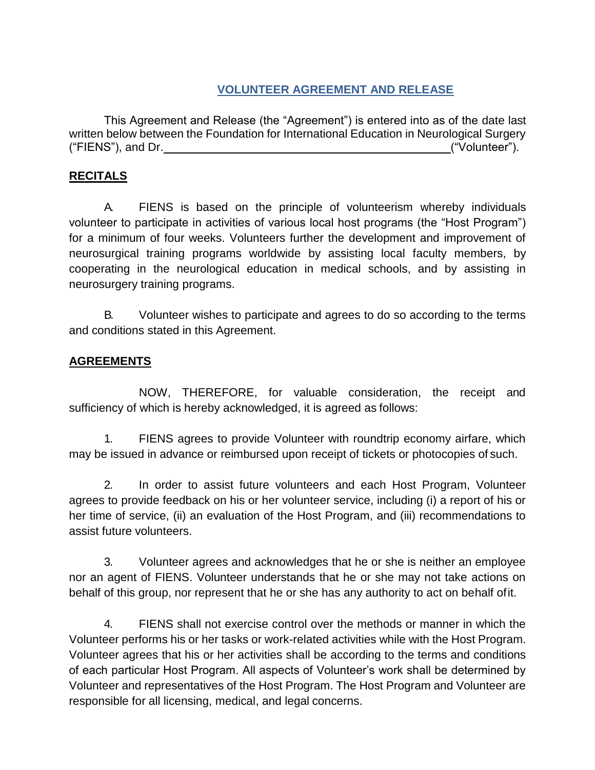# VOLUNTEER AGREEMENT AND RELEASE

This Agreement and Release (the "Agreement") is entered into as of the date last written below between the Foundation for International Education in Neurological Surgery ("FIENS"), and Dr.\_\_\_\_\_\_\_\_\_\_\_\_\_\_\_\_\_\_\_\_\_\_\_\_\_\_\_\_\_\_\_\_\_\_\_\_\_\_\_\_\_\_\_\_\_\_("Volunteer").

## RECITALS

A. FIENS is based on the principle of volunteerism whereby individuals volunteer to participate in activities of various local host programs (the "Host Program") for a minimum of four weeks. Volunteers further the development and improvement of neurosurgical training programs worldwide by assisting local faculty members, by cooperating in the neurological education in medical schools, and by assisting in neurosurgery training programs.

B. Volunteer wishes to participate and agrees to do so according to the terms and conditions stated in this Agreement.

## AGREEMENTS

NOW, THEREFORE, for valuable consideration, the receipt and sufficiency of which is hereby acknowledged, it is agreed as follows:

1. FIENS agrees to provide Volunteer with roundtrip economy airfare, which may be issued in advance or reimbursed upon receipt of tickets or photocopies of such.

2. In order to assist future volunteers and each Host Program, Volunteer agrees to provide feedback on his or her volunteer service, including (i) a report of his or her time of service, (ii) an evaluation of the Host Program, and (iii) recommendations to assist future volunteers.

3. Volunteer agrees and acknowledges that he or she is neither an employee nor an agent of FIENS. Volunteer understands that he or she may not take actions on behalf of this group, nor represent that he or she has any authority to act on behalf of it.

4. FIENS shall not exercise control over the methods or manner in which the Volunteer performs his or her tasks or work-related activities while with the Host Program. Volunteer agrees that his or her activities shall be according to the terms and conditions of each particular Host Program. All aspects of Volunteer's work shall be determined by Volunteer and representatives of the Host Program. The Host Program and Volunteer are responsible for all licensing, medical, and legal concerns.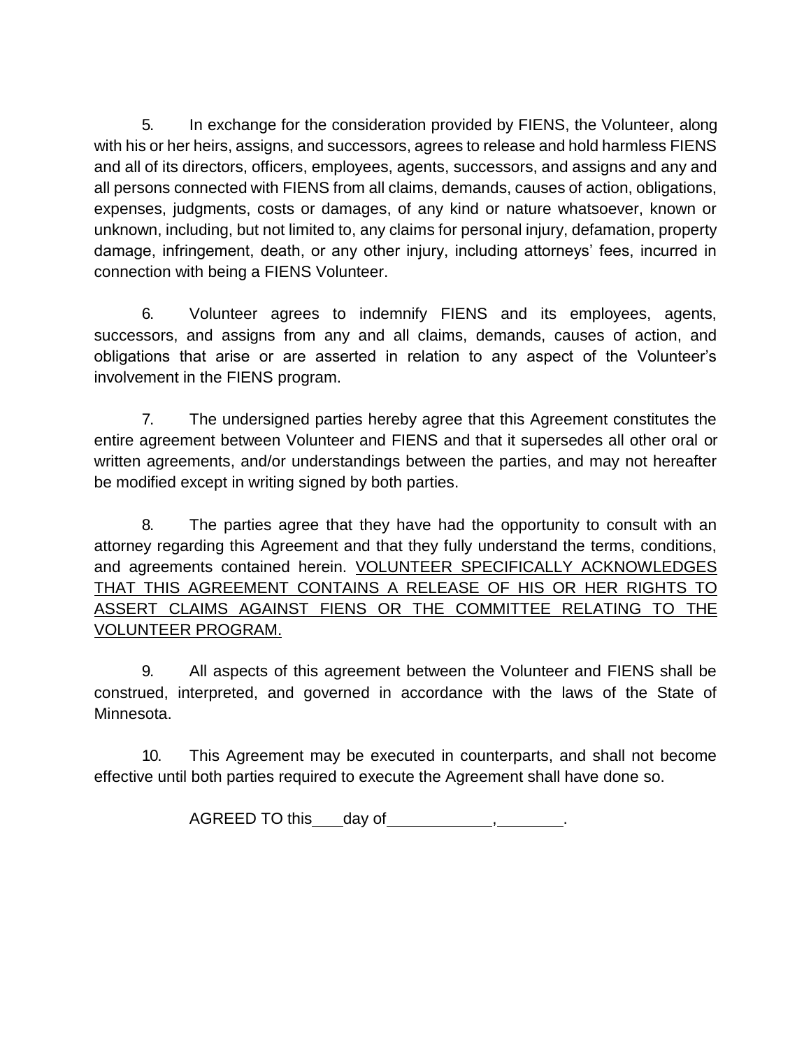5. In exchange for the consideration provided by FIENS, the Volunteer, along with his or her heirs, assigns, and successors, agrees to release and hold harmless FIENS and all of its directors, officers, employees, agents, successors, and assigns and any and all persons connected with FIENS from all claims, demands, causes of action, obligations, expenses, judgments, costs or damages, of any kind or nature whatsoever, known or unknown, including, but not limited to, any claims for personal injury, defamation, property damage, infringement, death, or any other injury, including attorneys' fees, incurred in connection with being a FIENS Volunteer.

6. Volunteer agrees to indemnify FIENS and its employees, agents, successors, and assigns from any and all claims, demands, causes of action, and obligations that arise or are asserted in relation to any aspect of the Volunteer's involvement in the FIENS program.

7. The undersigned parties hereby agree that this Agreement constitutes the entire agreement between Volunteer and FIENS and that it supersedes all other oral or written agreements, and/or understandings between the parties, and may not hereafter be modified except in writing signed by both parties.

8. The parties agree that they have had the opportunity to consult with an attorney regarding this Agreement and that they fully understand the terms, conditions, and agreements contained herein. <u>VOLUNTEER SPECIFICALLY ACKNOWLEDGES THAT THIS AGREEMENT CONTAINS A RELEASE OF HIS OR HER RIGHTS TO ASSERT CLAIMS AGAINST FIENS OR THE COMMITTEE RELATING TO THE VOLUNTEER PROGRAM.</u>

9. All aspects of this agreement between the Volunteer and FIENS shall be construed, interpreted, and governed in accordance with the laws of the State of Minnesota.

10. This Agreement may be executed in counterparts, and shall not become effective until both parties required to execute the Agreement shall have done so.

AGREED TO this\_\_\_\_day of\_\_\_\_\_\_\_\_\_\_\_\_\_,\_\_\_\_\_\_\_\_.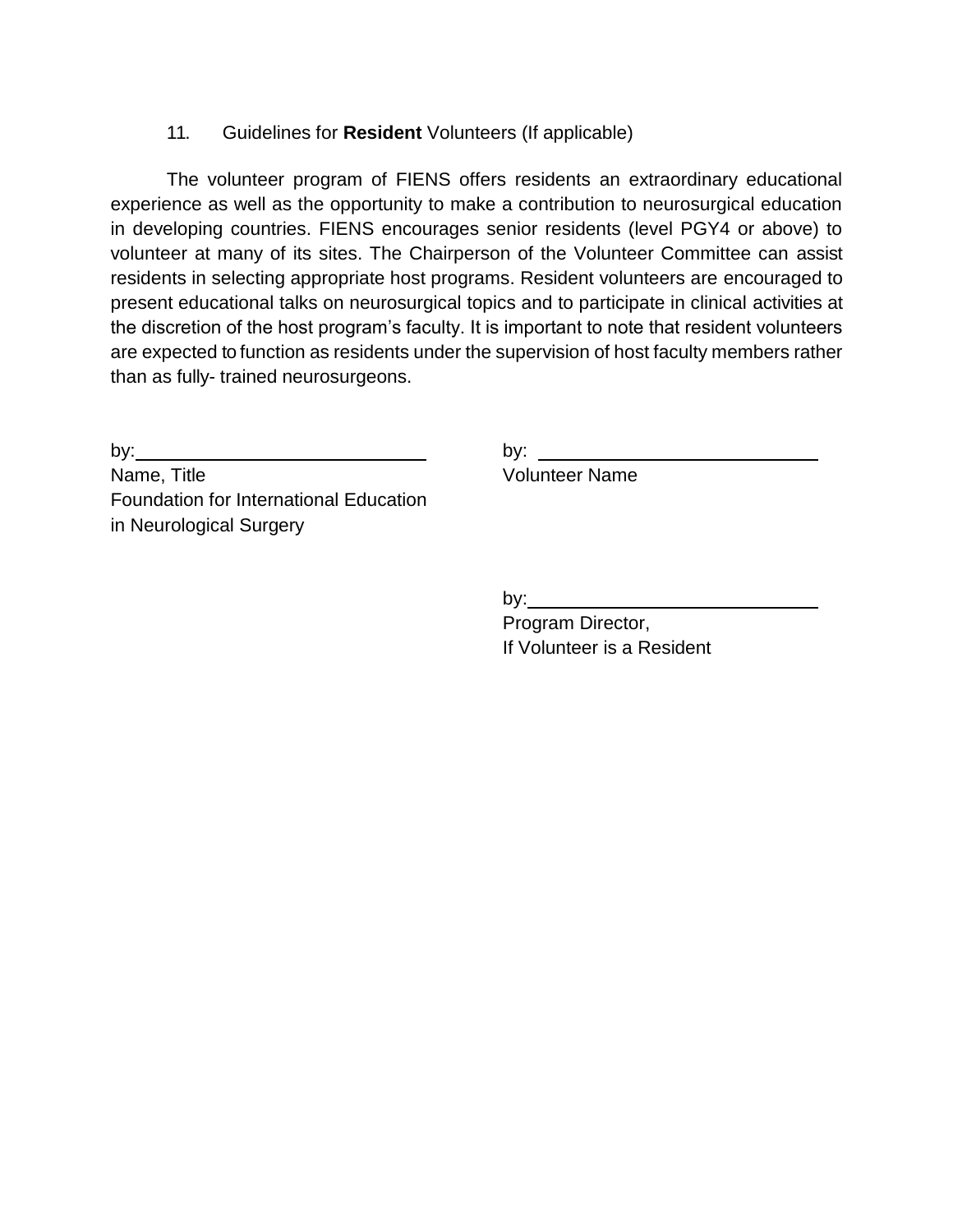11. Guidelines for **Resident** Volunteers (If applicable)

The volunteer program of FIENS offers residents an extraordinary educational experience as well as the opportunity to make a contribution to neurosurgical education in developing countries. FIENS encourages senior residents (level PGY4 or above) to volunteer at many of its sites. The Chairperson of the Volunteer Committee can assist residents in selecting appropriate host programs. Resident volunteers are encouraged to present educational talks on neurosurgical topics and to participate in clinical activities at the discretion of the host program's faculty. It is important to note that resident volunteers are expected to function as residents under the supervision of host faculty members rather than as fully- trained neurosurgeons.

by:\_\_\_\_\_\_\_\_\_\_\_\_\_\_\_\_\_\_\_\_\_\_\_\_\_\_\_\_\_\_
Name, Title
Foundation for International Education
in Neurological Surgery

by: \_\_\_\_\_\_\_\_\_\_\_\_\_\_\_\_\_\_\_\_\_\_\_\_\_\_\_\_\_\_
Volunteer Name

by:\_\_\_\_\_\_\_\_\_\_\_\_\_\_\_\_\_\_\_\_\_\_\_\_\_\_\_\_\_\_
Program Director,
If Volunteer is a Resident